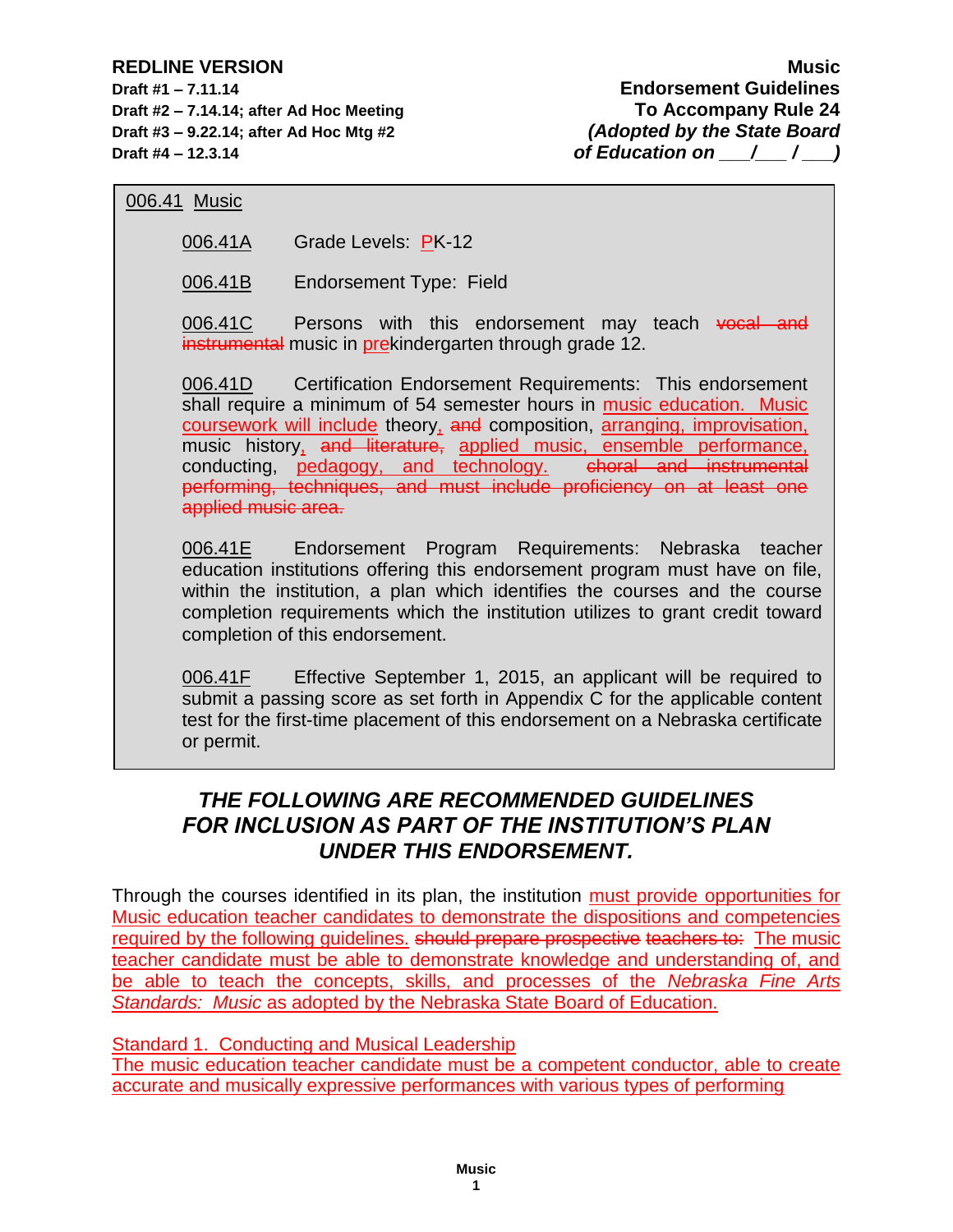**REDLINE VERSION**
**Draft #1 – 7.11.14**
**Draft #2 – 7.14.14; after Ad Hoc Meeting**
**Draft #3 – 9.22.14; after Ad Hoc Mtg #2**
**Draft #4 – 12.3.14**

**Music**
**Endorsement Guidelines**
**To Accompany Rule 24**
***(Adopted by the State Board of Education on \_\_\_/\_\_\_ / \_\_\_)***

006.41 Music

006.41A Grade Levels: PK-12

006.41B Endorsement Type: Field

006.41C Persons with this endorsement may teach ~~vocal and instrumental~~ music in prekindergarten through grade 12.

006.41D Certification Endorsement Requirements: This endorsement shall require a minimum of 54 semester hours in music education. Music coursework will include theory, ~~and~~ composition, arranging, improvisation, music history, ~~and literature,~~ applied music, ensemble performance, conducting, pedagogy, and technology. ~~choral and instrumental performing, techniques, and must include proficiency on at least one applied music area.~~

006.41E Endorsement Program Requirements: Nebraska teacher education institutions offering this endorsement program must have on file, within the institution, a plan which identifies the courses and the course completion requirements which the institution utilizes to grant credit toward completion of this endorsement.

006.41F Effective September 1, 2015, an applicant will be required to submit a passing score as set forth in Appendix C for the applicable content test for the first-time placement of this endorsement on a Nebraska certificate or permit.

## *THE FOLLOWING ARE RECOMMENDED GUIDELINES FOR INCLUSION AS PART OF THE INSTITUTION'S PLAN UNDER THIS ENDORSEMENT.*

Through the courses identified in its plan, the institution must provide opportunities for Music education teacher candidates to demonstrate the dispositions and competencies required by the following guidelines. ~~should prepare prospective teachers to:~~ The music teacher candidate must be able to demonstrate knowledge and understanding of, and be able to teach the concepts, skills, and processes of the *Nebraska Fine Arts Standards: Music* as adopted by the Nebraska State Board of Education.

Standard 1. Conducting and Musical Leadership
The music education teacher candidate must be a competent conductor, able to create accurate and musically expressive performances with various types of performing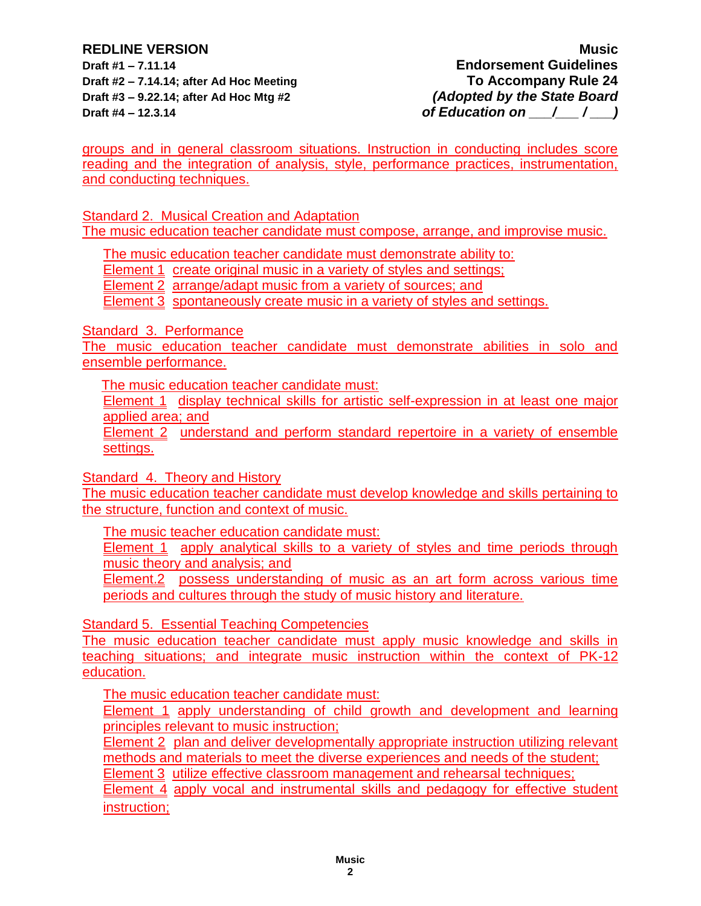groups and in general classroom situations. Instruction in conducting includes score reading and the integration of analysis, style, performance practices, instrumentation, and conducting techniques.

Standard 2. Musical Creation and Adaptation
The music education teacher candidate must compose, arrange, and improvise music.

The music education teacher candidate must demonstrate ability to:
Element 1 create original music in a variety of styles and settings;
Element 2 arrange/adapt music from a variety of sources; and
Element 3 spontaneously create music in a variety of styles and settings.

Standard 3. Performance
The music education teacher candidate must demonstrate abilities in solo and ensemble performance.

The music education teacher candidate must:
Element 1 display technical skills for artistic self-expression in at least one major applied area; and
Element 2 understand and perform standard repertoire in a variety of ensemble settings.

Standard 4. Theory and History
The music education teacher candidate must develop knowledge and skills pertaining to the structure, function and context of music.

The music teacher education candidate must:
Element 1 apply analytical skills to a variety of styles and time periods through music theory and analysis; and
Element.2 possess understanding of music as an art form across various time periods and cultures through the study of music history and literature.

Standard 5. Essential Teaching Competencies
The music education teacher candidate must apply music knowledge and skills in teaching situations; and integrate music instruction within the context of PK-12 education.

The music education teacher candidate must:
Element 1 apply understanding of child growth and development and learning principles relevant to music instruction;
Element 2 plan and deliver developmentally appropriate instruction utilizing relevant methods and materials to meet the diverse experiences and needs of the student;
Element 3 utilize effective classroom management and rehearsal techniques;
Element 4 apply vocal and instrumental skills and pedagogy for effective student instruction;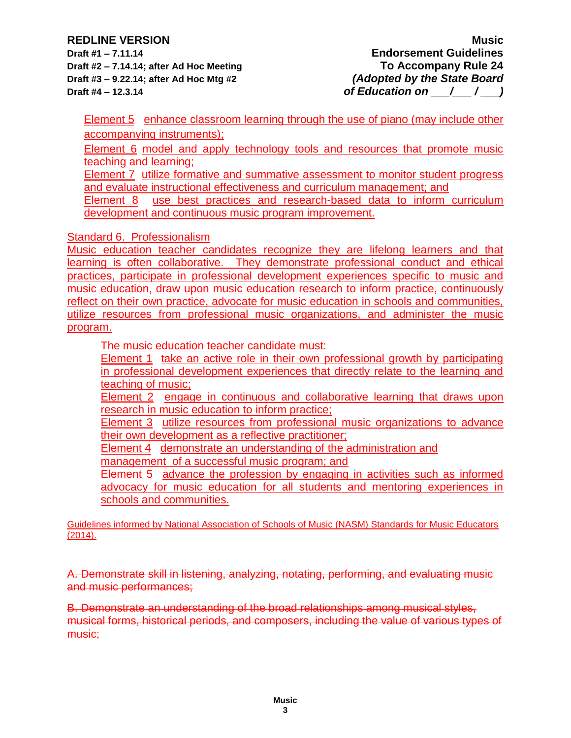Element 5 enhance classroom learning through the use of piano (may include other accompanying instruments);

Element 6 model and apply technology tools and resources that promote music teaching and learning;

Element 7 utilize formative and summative assessment to monitor student progress and evaluate instructional effectiveness and curriculum management; and

Element 8 use best practices and research-based data to inform curriculum development and continuous music program improvement.

Standard 6. Professionalism

Music education teacher candidates recognize they are lifelong learners and that learning is often collaborative. They demonstrate professional conduct and ethical practices, participate in professional development experiences specific to music and music education, draw upon music education research to inform practice, continuously reflect on their own practice, advocate for music education in schools and communities, utilize resources from professional music organizations, and administer the music program.

The music education teacher candidate must:

Element 1 take an active role in their own professional growth by participating in professional development experiences that directly relate to the learning and teaching of music;

Element 2 engage in continuous and collaborative learning that draws upon research in music education to inform practice;

Element 3 utilize resources from professional music organizations to advance their own development as a reflective practitioner;

Element 4 demonstrate an understanding of the administration and management of a successful music program; and

Element 5 advance the profession by engaging in activities such as informed advocacy for music education for all students and mentoring experiences in schools and communities.

Guidelines informed by National Association of Schools of Music (NASM) Standards for Music Educators (2014).

~~A. Demonstrate skill in listening, analyzing, notating, performing, and evaluating music and music performances;~~

~~B. Demonstrate an understanding of the broad relationships among musical styles, musical forms, historical periods, and composers, including the value of various types of music;~~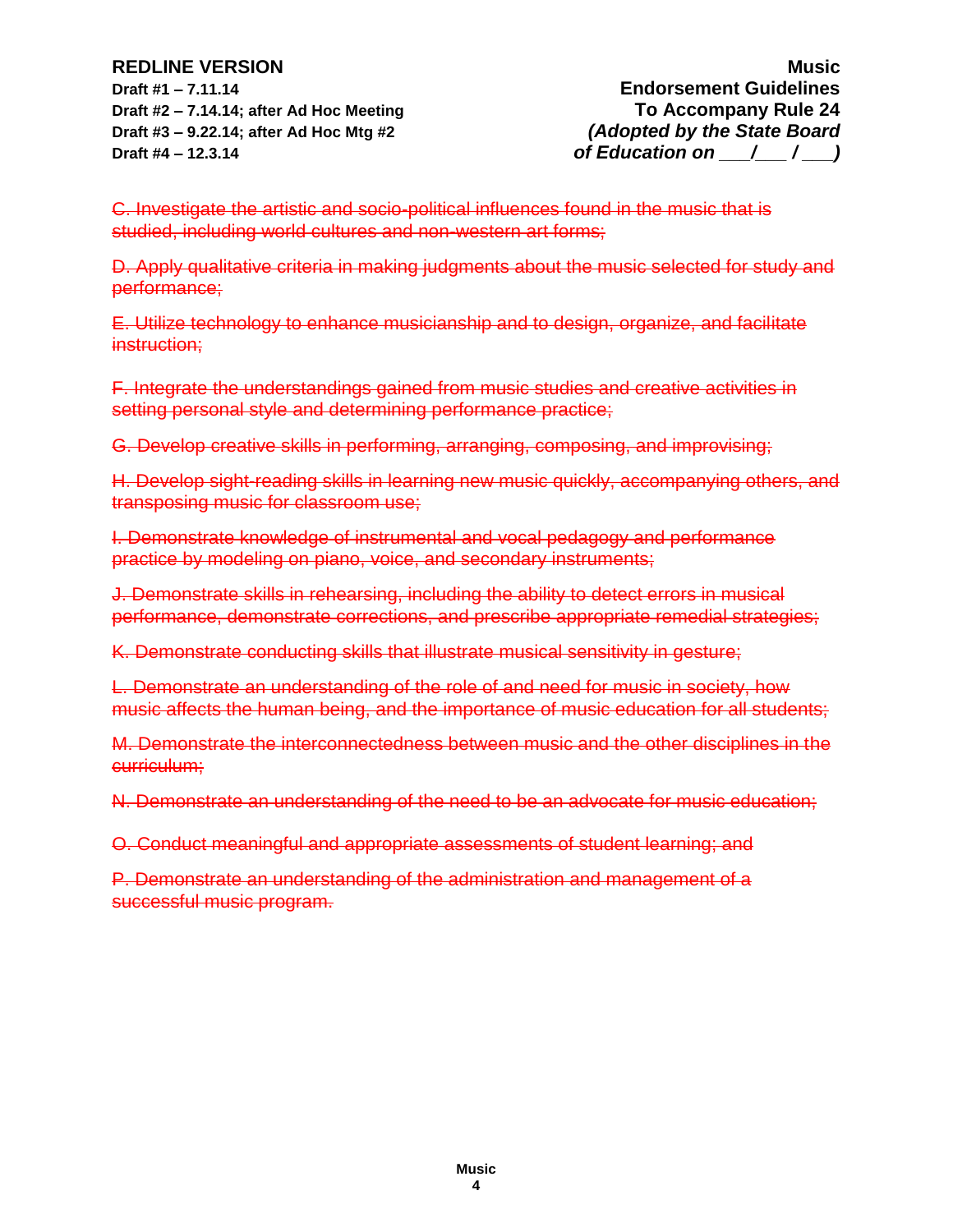~~C. Investigate the artistic and socio-political influences found in the music that is studied, including world cultures and non-western art forms;~~

~~D. Apply qualitative criteria in making judgments about the music selected for study and performance;~~

~~E. Utilize technology to enhance musicianship and to design, organize, and facilitate instruction;~~

~~F. Integrate the understandings gained from music studies and creative activities in setting personal style and determining performance practice;~~

~~G. Develop creative skills in performing, arranging, composing, and improvising;~~

~~H. Develop sight-reading skills in learning new music quickly, accompanying others, and transposing music for classroom use;~~

~~I. Demonstrate knowledge of instrumental and vocal pedagogy and performance practice by modeling on piano, voice, and secondary instruments;~~

~~J. Demonstrate skills in rehearsing, including the ability to detect errors in musical performance, demonstrate corrections, and prescribe appropriate remedial strategies;~~

~~K. Demonstrate conducting skills that illustrate musical sensitivity in gesture;~~

~~L. Demonstrate an understanding of the role of and need for music in society, how music affects the human being, and the importance of music education for all students;~~

~~M. Demonstrate the interconnectedness between music and the other disciplines in the curriculum;~~

~~N. Demonstrate an understanding of the need to be an advocate for music education;~~

~~O. Conduct meaningful and appropriate assessments of student learning; and~~

~~P. Demonstrate an understanding of the administration and management of a successful music program.~~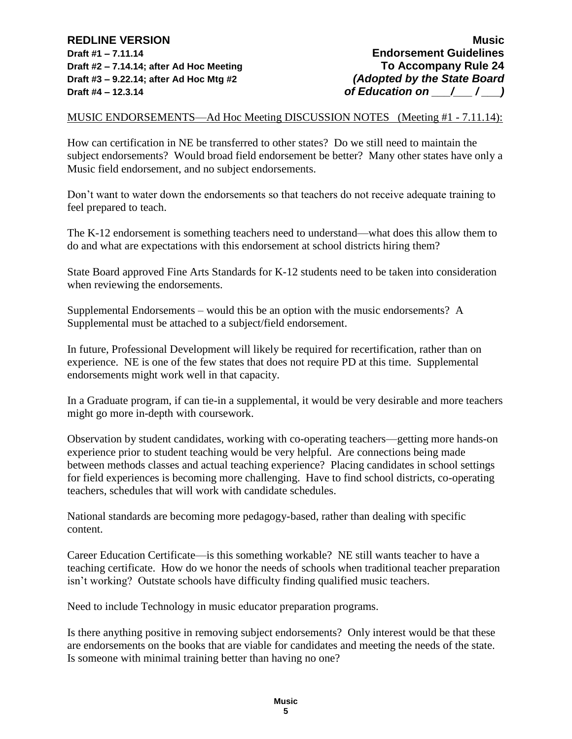**REDLINE VERSION**
**Draft #1 – 7.11.14**
**Draft #2 – 7.14.14; after Ad Hoc Meeting**
**Draft #3 – 9.22.14; after Ad Hoc Mtg #2**
**Draft #4 – 12.3.14**

**Music**
**Endorsement Guidelines**
**To Accompany Rule 24**
***(Adopted by the State Board***
***of Education on ___/___ / ___)***

MUSIC ENDORSEMENTS—Ad Hoc Meeting DISCUSSION NOTES (Meeting #1 - 7.11.14):

How can certification in NE be transferred to other states? Do we still need to maintain the subject endorsements? Would broad field endorsement be better? Many other states have only a Music field endorsement, and no subject endorsements.

Don't want to water down the endorsements so that teachers do not receive adequate training to feel prepared to teach.

The K-12 endorsement is something teachers need to understand—what does this allow them to do and what are expectations with this endorsement at school districts hiring them?

State Board approved Fine Arts Standards for K-12 students need to be taken into consideration when reviewing the endorsements.

Supplemental Endorsements – would this be an option with the music endorsements? A Supplemental must be attached to a subject/field endorsement.

In future, Professional Development will likely be required for recertification, rather than on experience. NE is one of the few states that does not require PD at this time. Supplemental endorsements might work well in that capacity.

In a Graduate program, if can tie-in a supplemental, it would be very desirable and more teachers might go more in-depth with coursework.

Observation by student candidates, working with co-operating teachers—getting more hands-on experience prior to student teaching would be very helpful. Are connections being made between methods classes and actual teaching experience? Placing candidates in school settings for field experiences is becoming more challenging. Have to find school districts, co-operating teachers, schedules that will work with candidate schedules.

National standards are becoming more pedagogy-based, rather than dealing with specific content.

Career Education Certificate—is this something workable? NE still wants teacher to have a teaching certificate. How do we honor the needs of schools when traditional teacher preparation isn't working? Outstate schools have difficulty finding qualified music teachers.

Need to include Technology in music educator preparation programs.

Is there anything positive in removing subject endorsements? Only interest would be that these are endorsements on the books that are viable for candidates and meeting the needs of the state. Is someone with minimal training better than having no one?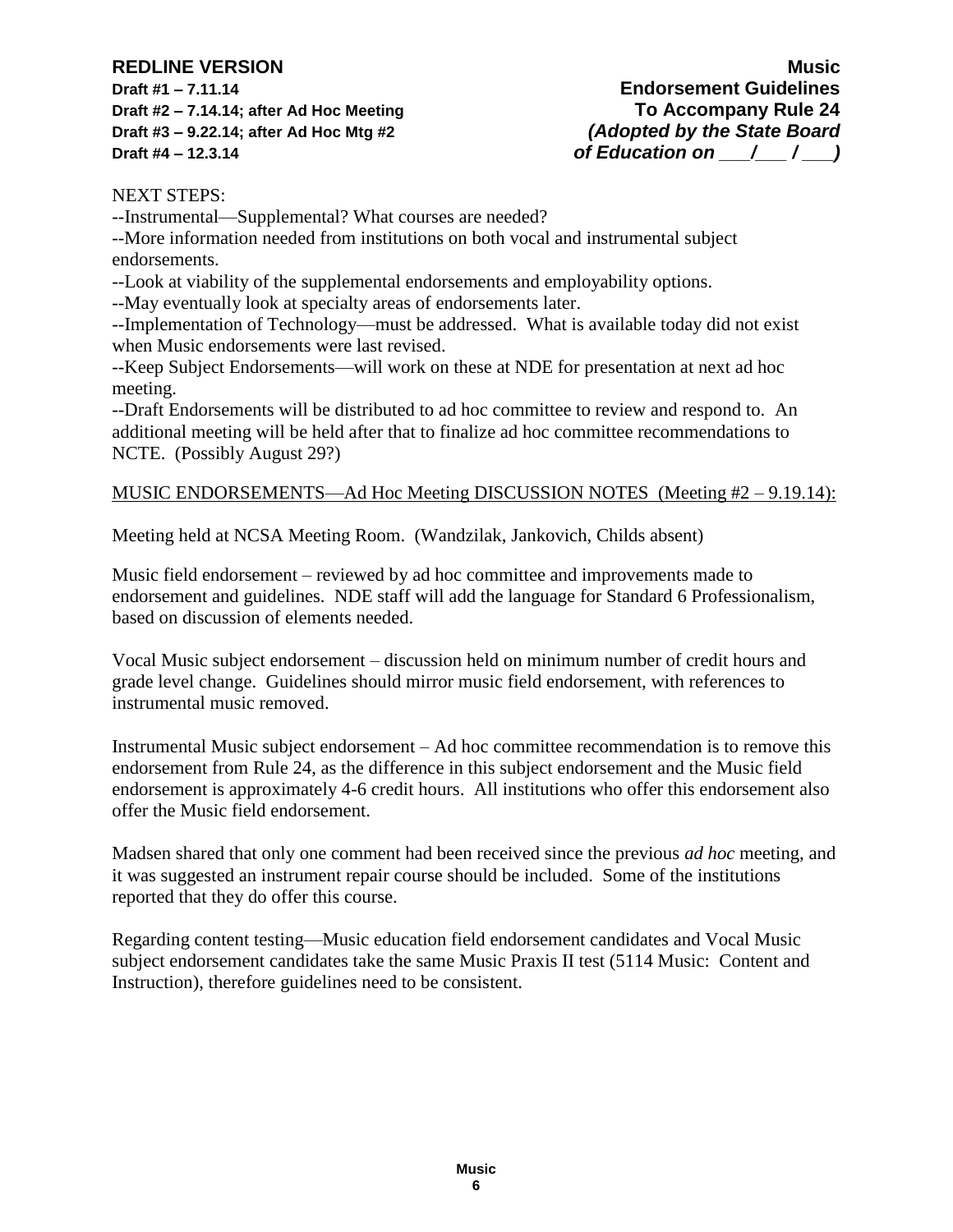NEXT STEPS:

--Instrumental—Supplemental? What courses are needed?

--More information needed from institutions on both vocal and instrumental subject endorsements.

--Look at viability of the supplemental endorsements and employability options.

--May eventually look at specialty areas of endorsements later.

--Implementation of Technology—must be addressed. What is available today did not exist when Music endorsements were last revised.

--Keep Subject Endorsements—will work on these at NDE for presentation at next ad hoc meeting.

--Draft Endorsements will be distributed to ad hoc committee to review and respond to. An additional meeting will be held after that to finalize ad hoc committee recommendations to NCTE. (Possibly August 29?)

<u>MUSIC ENDORSEMENTS—Ad Hoc Meeting DISCUSSION NOTES (Meeting #2 – 9.19.14):</u>

Meeting held at NCSA Meeting Room. (Wandzilak, Jankovich, Childs absent)

Music field endorsement – reviewed by ad hoc committee and improvements made to endorsement and guidelines. NDE staff will add the language for Standard 6 Professionalism, based on discussion of elements needed.

Vocal Music subject endorsement – discussion held on minimum number of credit hours and grade level change. Guidelines should mirror music field endorsement, with references to instrumental music removed.

Instrumental Music subject endorsement – Ad hoc committee recommendation is to remove this endorsement from Rule 24, as the difference in this subject endorsement and the Music field endorsement is approximately 4-6 credit hours. All institutions who offer this endorsement also offer the Music field endorsement.

Madsen shared that only one comment had been received since the previous *ad hoc* meeting, and it was suggested an instrument repair course should be included. Some of the institutions reported that they do offer this course.

Regarding content testing—Music education field endorsement candidates and Vocal Music subject endorsement candidates take the same Music Praxis II test (5114 Music: Content and Instruction), therefore guidelines need to be consistent.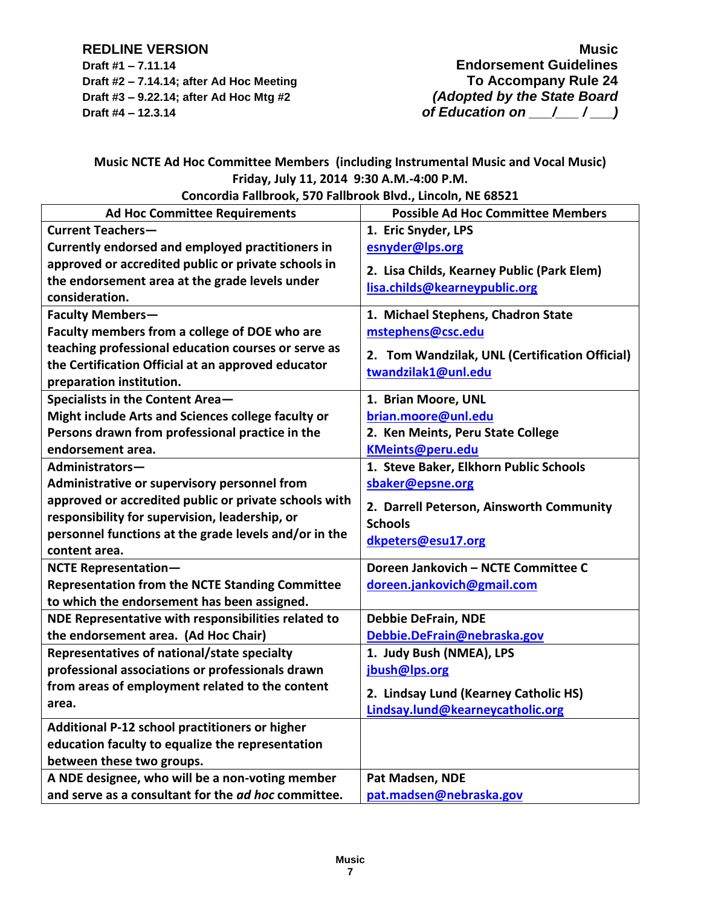**REDLINE VERSION**
**Draft #1 – 7.11.14**
**Draft #2 – 7.14.14; after Ad Hoc Meeting**
**Draft #3 – 9.22.14; after Ad Hoc Mtg #2**
**Draft #4 – 12.3.14**

**Music**
**Endorsement Guidelines**
**To Accompany Rule 24**
***(Adopted by the State Board of Education on \_\_\_/\_\_\_ /\_\_\_)***

**Music NCTE Ad Hoc Committee Members (including Instrumental Music and Vocal Music)**
**Friday, July 11, 2014 9:30 A.M.-4:00 P.M.**
**Concordia Fallbrook, 570 Fallbrook Blvd., Lincoln, NE 68521**

| Ad Hoc Committee Requirements | Possible Ad Hoc Committee Members |
|---|---|
| **Current Teachers—** Currently endorsed and employed practitioners in approved or accredited public or private schools in the endorsement area at the grade levels under consideration. | 1. Eric Snyder, LPS esnyder@lps.org<br>2. Lisa Childs, Kearney Public (Park Elem) lisa.childs@kearneypublic.org |
| **Faculty Members—** Faculty members from a college of DOE who are teaching professional education courses or serve as the Certification Official at an approved educator preparation institution. | 1. Michael Stephens, Chadron State mstephens@csc.edu<br>2. Tom Wandzilak, UNL (Certification Official) twandzilak1@unl.edu |
| **Specialists in the Content Area—** Might include Arts and Sciences college faculty or Persons drawn from professional practice in the endorsement area. | 1. Brian Moore, UNL brian.moore@unl.edu<br>2. Ken Meints, Peru State College KMeints@peru.edu |
| **Administrators—** Administrative or supervisory personnel from approved or accredited public or private schools with responsibility for supervision, leadership, or personnel functions at the grade levels and/or in the content area. | 1. Steve Baker, Elkhorn Public Schools sbaker@epsne.org<br>2. Darrell Peterson, Ainsworth Community Schools dkpeters@esu17.org |
| **NCTE Representation—** Representation from the NCTE Standing Committee to which the endorsement has been assigned. | Doreen Jankovich – NCTE Committee C doreen.jankovich@gmail.com |
| NDE Representative with responsibilities related to the endorsement area. (Ad Hoc Chair) | Debbie DeFrain, NDE Debbie.DeFrain@nebraska.gov |
| Representatives of national/state specialty professional associations or professionals drawn from areas of employment related to the content area. | 1. Judy Bush (NMEA), LPS jbush@lps.org<br>2. Lindsay Lund (Kearney Catholic HS) Lindsay.lund@kearneycatholic.org |
| Additional P-12 school practitioners or higher education faculty to equalize the representation between these two groups. | |
| A NDE designee, who will be a non-voting member and serve as a consultant for the *ad hoc* committee. | Pat Madsen, NDE pat.madsen@nebraska.gov |